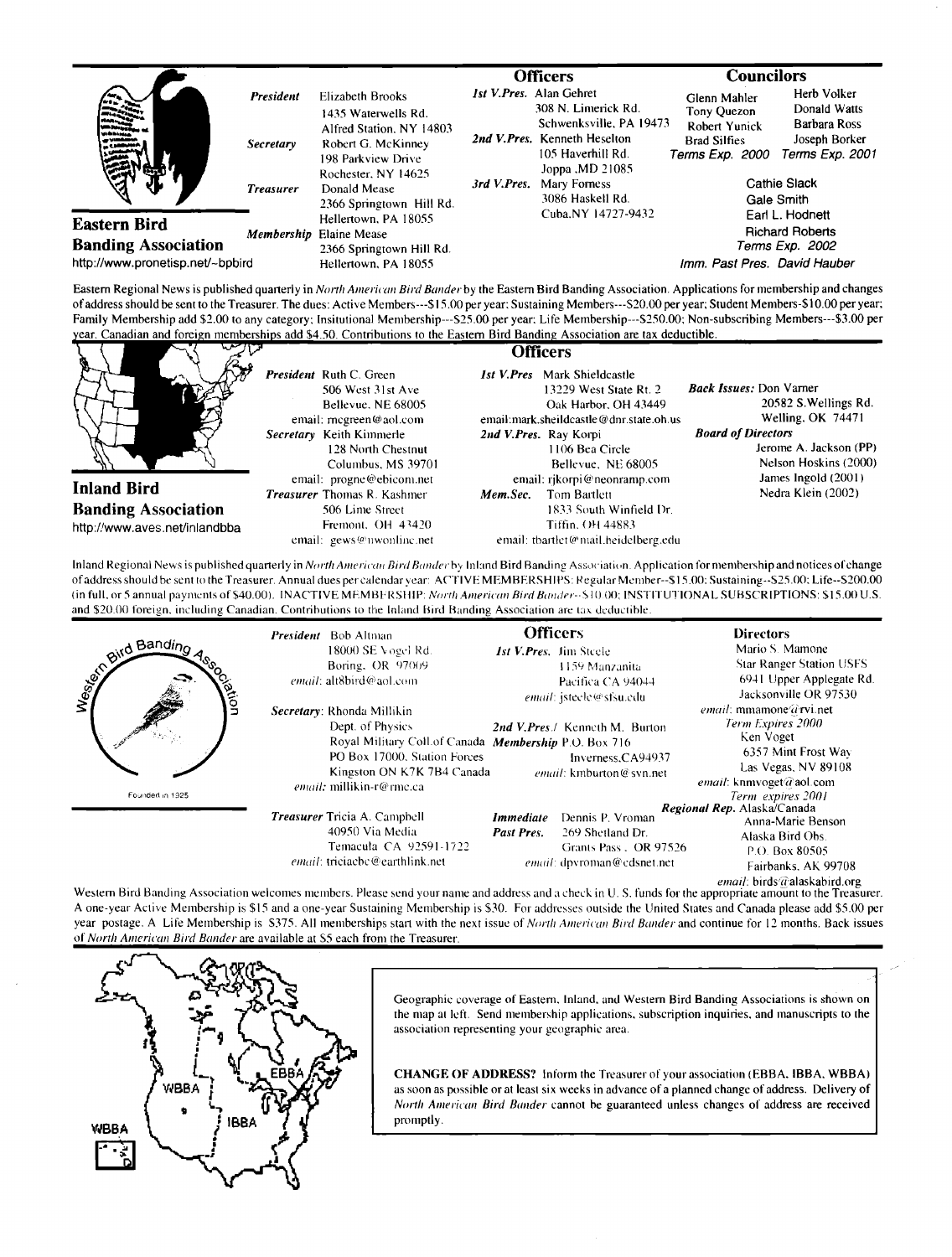## Eastern Bird Banding Association

http://www.pronetisp.net/~bpbird

**President** Elizabeth Brooks
1435 Waterwells Rd.
Alfred Station, NY 14803

**Secretary** Robert G. McKinney
198 Parkview Drive
Rochester, NY 14625

**Treasurer** Donald Mease
2366 Springtown Hill Rd.
Hellertown, PA 18055

**Membership** Elaine Mease
2366 Springtown Hill Rd.
Hellertown, PA 18055

### Officers

**1st V.Pres.** Alan Gehret
308 N. Limerick Rd.
Schwenksville, PA 19473

**2nd V.Pres.** Kenneth Heselton
105 Haverhill Rd.
Joppa ,MD 21085

**3rd V.Pres.** Mary Forness
3086 Haskell Rd.
Cuba,NY 14727-9432

### Councilors

| | |
|---|---|
| Glenn Mahler | Herb Volker |
| Tony Quezon | Donald Watts |
| Robert Yunick | Barbara Ross |
| Brad Silfies | Joseph Borker |
| *Terms Exp. 2000* | *Terms Exp. 2001* |

Cathie Slack
Gale Smith
Earl L. Hodnett
Richard Roberts
*Terms Exp. 2002*

*Imm. Past Pres.* David Hauber

Eastern Regional News is published quarterly in *North American Bird Bander* by the Eastern Bird Banding Association. Applications for membership and changes of address should be sent to the Treasurer. The dues: Active Members---$15.00 per year; Sustaining Members---$20.00 per year; Student Members-$10.00 per year; Family Membership add $2.00 to any category; Insitutional Membership---$25.00 per year; Life Membership---$250.00; Non-subscribing Members---$3.00 per year. Canadian and foreign memberships add $4.50. Contributions to the Eastern Bird Banding Association are tax deductible.

## Inland Bird Banding Association

http://www.aves.net/inlandbba

### Officers

**President** Ruth C. Green
506 West 31st Ave
Bellevue, NE 68005
email: rncgreen@aol.com

**Secretary** Keith Kimmerle
128 North Chestnut
Columbus, MS 39701
email: progne@ebicom.net

**Treasurer** Thomas R. Kashmer
506 Lime Street
Fremont, OH 43420
email: gews@nwonline.net

**1st V.Pres** Mark Shieldcastle
13229 West State Rt. 2
Oak Harbor, OH 43449
email:mark.sheildcastle@dnr.state.oh.us

**2nd V.Pres.** Ray Korpi
1106 Bea Circle
Bellevue, NE 68005
email: rjkorpi@neonramp.com

**Mem.Sec.** Tom Bartlett
1833 South Winfield Dr.
Tiffin, OH 44883
email: tbartlet@mail.heidelberg.edu

**Back Issues:** Don Varner
20582 S.Wellings Rd.
Welling, OK 74471

**Board of Directors**
Jerome A. Jackson (PP)
Nelson Hoskins (2000)
James Ingold (2001)
Nedra Klein (2002)

Inland Regional News is published quarterly in *North American Bird Bander* by Inland Bird Banding Association. Application for membership and notices of change of address should be sent to the Treasurer. Annual dues per calendar year: ACTIVE MEMBERSHIPS: Regular Member--$15.00; Sustaining--$25.00; Life--$200.00 (in full, or 5 annual payments of $40.00). INACTIVE MEMBERSHIP: *North American Bird Bander*--$10.00; INSTITUTIONAL SUBSCRIPTIONS: $15.00 U.S. and $20.00 foreign, including Canadian. Contributions to the Inland Bird Banding Association are tax deductible.

## Western Bird Banding Association

Founded in 1925

**President** Bob Altman
18000 SE Vogel Rd.
Boring, OR 97009
*email:* alt8bird@aol.com

**Secretary**: Rhonda Millikin
Dept. of Physics
Royal Military Coll.of Canada
PO Box 17000, Station Forces
Kingston ON K7K 7B4 Canada
*email:* millikin-r@rmc.ca

**Treasurer** Tricia A. Campbell
40950 Via Media
Temacula CA 92591-1722
*email:* triciacbc@earthlink.net

### Officers

**1st V.Pres.** Jim Steele
1159 Manzanita
Pacifica CA 94044
*email:* jsteele@sfsu.edu

**2nd V.Pres./ Membership** Kenneth M. Burton
P.O. Box 716
Inverness,CA94937
*email:* kmburton@svn.net

**Immediate Past Pres.** Dennis P. Vroman
269 Shetland Dr.
Grants Pass , OR 97526
*email:* dpvroman@cdsnet.net

### Directors

Mario S. Mamone
Star Ranger Station USFS
6941 Upper Applegate Rd.
Jacksonville OR 97530
*email:* mmamone@rvi.net
*Term Expires 2000*

Ken Voget
6357 Mint Frost Way
Las Vegas, NV 89108
*email:* knmvoget@aol.com
*Term expires 2001*

**Regional Rep.** Alaska/Canada
Anna-Marie Benson
Alaska Bird Obs.
P.O. Box 80505
Fairbanks, AK 99708
*email:* birds@alaskabird.org

Western Bird Banding Association welcomes members. Please send your name and address and a check in U. S. funds for the appropriate amount to the Treasurer. A one-year Active Membership is $15 and a one-year Sustaining Membership is $30. For addresses outside the United States and Canada please add $5.00 per year postage. A Life Membership is $375. All memberships start with the next issue of *North American Bird Bander* and continue for 12 months. Back issues of *North American Bird Bander* are available at $5 each from the Treasurer.

WBBA — IBBA — EBBA

Geographic coverage of Eastern, Inland, and Western Bird Banding Associations is shown on the map at left. Send membership applications, subscription inquiries, and manuscripts to the association representing your geographic area.

**CHANGE OF ADDRESS?** Inform the Treasurer of your association (EBBA, IBBA, WBBA) as soon as possible or at least six weeks in advance of a planned change of address. Delivery of *North American Bird Bander* cannot be guaranteed unless changes of address are received promptly.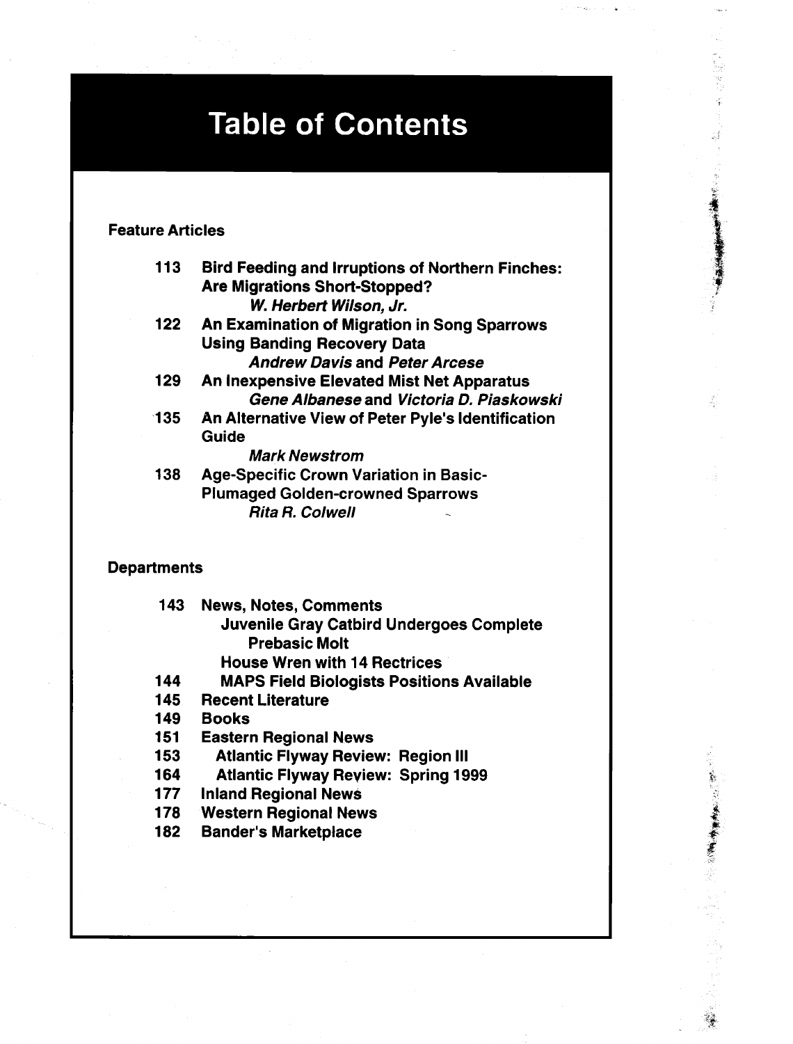# Table of Contents

## Feature Articles

113 **Bird Feeding and Irruptions of Northern Finches: Are Migrations Short-Stopped?**
*W. Herbert Wilson, Jr.*

122 **An Examination of Migration in Song Sparrows Using Banding Recovery Data**
*Andrew Davis* and *Peter Arcese*

129 **An Inexpensive Elevated Mist Net Apparatus**
*Gene Albanese* and *Victoria D. Piaskowski*

135 **An Alternative View of Peter Pyle's Identification Guide**
*Mark Newstrom*

138 **Age-Specific Crown Variation in Basic-Plumaged Golden-crowned Sparrows**
*Rita R. Colwell*

## Departments

143 **News, Notes, Comments**
- **Juvenile Gray Catbird Undergoes Complete Prebasic Molt**
- **House Wren with 14 Rectrices**

144 **MAPS Field Biologists Positions Available**

145 **Recent Literature**

149 **Books**

151 **Eastern Regional News**

153 **Atlantic Flyway Review: Region III**

164 **Atlantic Flyway Review: Spring 1999**

177 **Inland Regional News**

178 **Western Regional News**

182 **Bander's Marketplace**